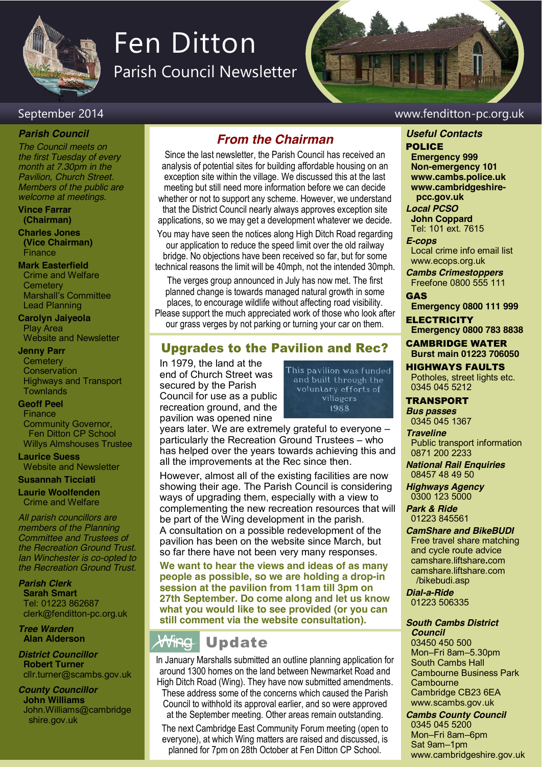# Fen Ditton

## Parish Council Newsletter

September 2014

www.fenditton-pc.org.uk

### *Parish Council*

*The Council meets on the first Tuesday of every month at 7.30pm in the Pavilion, Church Street. Members of the public are welcome at meetings.*

**Vince Farrar (Chairman)**

**Charles Jones (Vice Chairman)**
Finance

**Mark Easterfield**
Crime and Welfare
Cemetery
Marshall's Committee
Lead Planning

**Carolyn Jaiyeola**
Play Area
Website and Newsletter

**Jenny Parr**
Cemetery
Conservation
Highways and Transport
Townlands

**Geoff Peel**
Finance
Community Governor, Fen Ditton CP School
Willys Almshouses Trustee

**Laurice Suess**
Website and Newsletter

**Susannah Ticciati**

**Laurie Woolfenden**
Crime and Welfare

*All parish councillors are members of the Planning Committee and Trustees of the Recreation Ground Trust. Ian Winchester is co-opted to the Recreation Ground Trust.*

***Parish Clerk***
**Sarah Smart**
Tel: 01223 862687
clerk@fenditton-pc.org.uk

***Tree Warden***
**Alan Alderson**

***District Councillor***
**Robert Turner**
cllr.turner@scambs.gov.uk

***County Councillor***
**John Williams**
John.Williams@cambridgeshire.gov.uk

## *From the Chairman*

Since the last newsletter, the Parish Council has received an analysis of potential sites for building affordable housing on an exception site within the village. We discussed this at the last meeting but still need more information before we can decide whether or not to support any scheme. However, we understand that the District Council nearly always approves exception site applications, so we may get a development whatever we decide.

You may have seen the notices along High Ditch Road regarding our application to reduce the speed limit over the old railway bridge. No objections have been received so far, but for some technical reasons the limit will be 40mph, not the intended 30mph.

The verges group announced in July has now met. The first planned change is towards managed natural growth in some places, to encourage wildlife without affecting road visibility. Please support the much appreciated work of those who look after our grass verges by not parking or turning your car on them.

## Upgrades to the Pavilion and Rec?

In 1979, the land at the end of Church Street was secured by the Parish Council for use as a public recreation ground, and the pavilion was opened nine years later. We are extremely grateful to everyone – particularly the Recreation Ground Trustees – who has helped over the years towards achieving this and all the improvements at the Rec since then.

This pavilion was funded and built through the voluntary efforts of villagers 1988

However, almost all of the existing facilities are now showing their age. The Parish Council is considering ways of upgrading them, especially with a view to complementing the new recreation resources that will be part of the Wing development in the parish. A consultation on a possible redevelopment of the pavilion has been on the website since March, but so far there have not been very many responses.

**We want to hear the views and ideas of as many people as possible, so we are holding a drop-in session at the pavilion from 11am till 3pm on 27th September. Do come along and let us know what you would like to see provided (or you can still comment via the website consultation).**

## Wing Update

In January Marshalls submitted an outline planning application for around 1300 homes on the land between Newmarket Road and High Ditch Road (Wing). They have now submitted amendments. These address some of the concerns which caused the Parish Council to withhold its approval earlier, and so were approved at the September meeting. Other areas remain outstanding.

The next Cambridge East Community Forum meeting (open to everyone), at which Wing matters are raised and discussed, is planned for 7pm on 28th October at Fen Ditton CP School.

### *Useful Contacts*

**POLICE**
**Emergency 999**
**Non-emergency 101**
**www.cambs.police.uk**
**www.cambridgeshire-pcc.gov.uk**

***Local PCSO***
**John Coppard**
Tel: 101 ext. 7615

***E-cops***
Local crime info email list
www.ecops.org.uk

***Cambs Crimestoppers***
Freefone 0800 555 111

**GAS**
**Emergency 0800 111 999**

**ELECTRICITY**
**Emergency 0800 783 8838**

**CAMBRIDGE WATER**
**Burst main 01223 706050**

**HIGHWAYS FAULTS**
Potholes, street lights etc.
0345 045 5212

**TRANSPORT**

***Bus passes***
0345 045 1367

***Traveline***
Public transport information
0871 200 2233

***National Rail Enquiries***
08457 48 49 50

***Highways Agency***
0300 123 5000

***Park & Ride***
01223 845561

***CamShare and BikeBUDI***
Free travel share matching and cycle route advice
camshare.liftshare.com
camshare.liftshare.com/bikebudi.asp

***Dial-a-Ride***
01223 506335

***South Cambs District Council***
03450 450 500
Mon–Fri 8am–5.30pm
South Cambs Hall
Cambourne Business Park
Cambourne
Cambridge CB23 6EA
www.scambs.gov.uk

***Cambs County Council***
0345 045 5200
Mon–Fri 8am–6pm
Sat 9am–1pm
www.cambridgeshire.gov.uk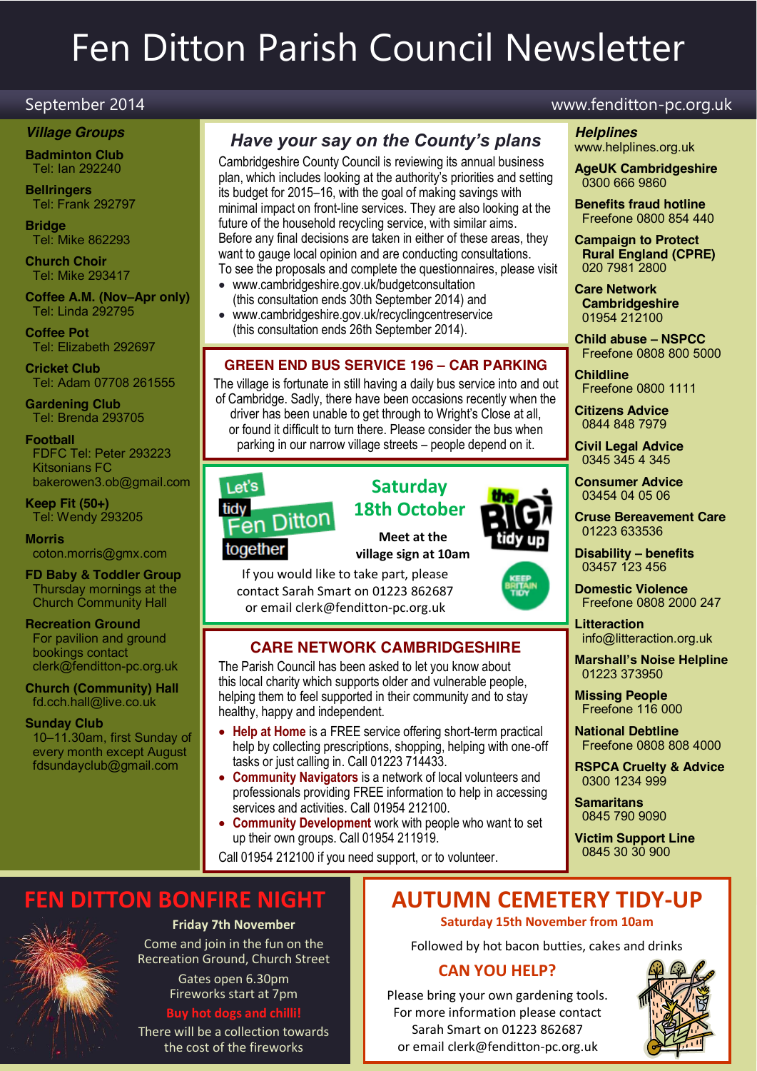# Fen Ditton Parish Council Newsletter

September 2014

www.fenditton-pc.org.uk

## *Village Groups*

**Badminton Club**
Tel: Ian 292240

**Bellringers**
Tel: Frank 292797

**Bridge**
Tel: Mike 862293

**Church Choir**
Tel: Mike 293417

**Coffee A.M. (Nov–Apr only)**
Tel: Linda 292795

**Coffee Pot**
Tel: Elizabeth 292697

**Cricket Club**
Tel: Adam 07708 261555

**Gardening Club**
Tel: Brenda 293705

**Football**
FDFC Tel: Peter 293223
Kitsonians FC
bakerowen3.ob@gmail.com

**Keep Fit (50+)**
Tel: Wendy 293205

**Morris**
coton.morris@gmx.com

**FD Baby & Toddler Group**
Thursday mornings at the Church Community Hall

**Recreation Ground**
For pavilion and ground bookings contact clerk@fenditton-pc.org.uk

**Church (Community) Hall**
fd.cch.hall@live.co.uk

**Sunday Club**
10–11.30am, first Sunday of every month except August
fdsundayclub@gmail.com

## *Have your say on the County's plans*

Cambridgeshire County Council is reviewing its annual business plan, which includes looking at the authority's priorities and setting its budget for 2015–16, with the goal of making savings with minimal impact on front-line services. They are also looking at the future of the household recycling service, with similar aims. Before any final decisions are taken in either of these areas, they want to gauge local opinion and are conducting consultations. To see the proposals and complete the questionnaires, please visit

- www.cambridgeshire.gov.uk/budgetconsultation (this consultation ends 30th September 2014) and
- www.cambridgeshire.gov.uk/recyclingcentreservice (this consultation ends 26th September 2014).

## GREEN END BUS SERVICE 196 – CAR PARKING

The village is fortunate in still having a daily bus service into and out of Cambridge. Sadly, there have been occasions recently when the driver has been unable to get through to Wright's Close at all, or found it difficult to turn there. Please consider the bus when parking in our narrow village streets – people depend on it.

## Let's tidy Fen Ditton together

**Saturday 18th October**

**Meet at the village sign at 10am**

If you would like to take part, please contact Sarah Smart on 01223 862687 or email clerk@fenditton-pc.org.uk

## CARE NETWORK CAMBRIDGESHIRE

The Parish Council has been asked to let you know about this local charity which supports older and vulnerable people, helping them to feel supported in their community and to stay healthy, happy and independent.

- **Help at Home** is a FREE service offering short-term practical help by collecting prescriptions, shopping, helping with one-off tasks or just calling in. Call 01223 714433.
- **Community Navigators** is a network of local volunteers and professionals providing FREE information to help in accessing services and activities. Call 01954 212100.
- **Community Development** work with people who want to set up their own groups. Call 01954 211919.

Call 01954 212100 if you need support, or to volunteer.

## *Helplines*

www.helplines.org.uk

**AgeUK Cambridgeshire**
0300 666 9860

**Benefits fraud hotline**
Freefone 0800 854 440

**Campaign to Protect Rural England (CPRE)**
020 7981 2800

**Care Network Cambridgeshire**
01954 212100

**Child abuse – NSPCC**
Freefone 0808 800 5000

**Childline**
Freefone 0800 1111

**Citizens Advice**
0844 848 7979

**Civil Legal Advice**
0345 345 4 345

**Consumer Advice**
03454 04 05 06

**Cruse Bereavement Care**
01223 633536

**Disability – benefits**
03457 123 456

**Domestic Violence**
Freefone 0808 2000 247

**Litteraction**
info@litteraction.org.uk

**Marshall's Noise Helpline**
01223 373950

**Missing People**
Freefone 116 000

**National Debtline**
Freefone 0808 808 4000

**RSPCA Cruelty & Advice**
0300 1234 999

**Samaritans**
0845 790 9090

**Victim Support Line**
0845 30 30 900

## FEN DITTON BONFIRE NIGHT

**Friday 7th November**

Come and join in the fun on the Recreation Ground, Church Street

Gates open 6.30pm
Fireworks start at 7pm

**Buy hot dogs and chilli!**

There will be a collection towards the cost of the fireworks

## AUTUMN CEMETERY TIDY-UP

**Saturday 15th November from 10am**

Followed by hot bacon butties, cakes and drinks

### CAN YOU HELP?

Please bring your own gardening tools.
For more information please contact Sarah Smart on 01223 862687 or email clerk@fenditton-pc.org.uk